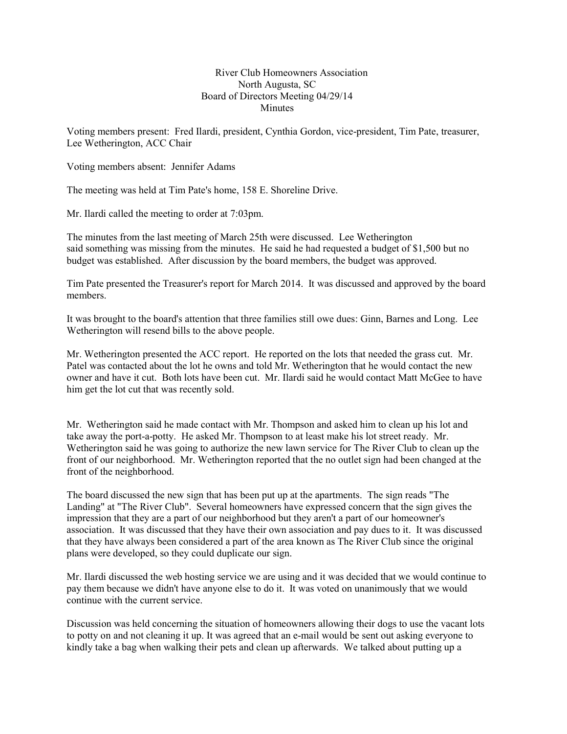River Club Homeowners Association
North Augusta, SC
Board of Directors Meeting 04/29/14
Minutes

Voting members present: Fred Ilardi, president, Cynthia Gordon, vice-president, Tim Pate, treasurer, Lee Wetherington, ACC Chair

Voting members absent: Jennifer Adams

The meeting was held at Tim Pate's home, 158 E. Shoreline Drive.

Mr. Ilardi called the meeting to order at 7:03pm.

The minutes from the last meeting of March 25th were discussed. Lee Wetherington said something was missing from the minutes. He said he had requested a budget of $1,500 but no budget was established. After discussion by the board members, the budget was approved.

Tim Pate presented the Treasurer's report for March 2014. It was discussed and approved by the board members.

It was brought to the board's attention that three families still owe dues: Ginn, Barnes and Long. Lee Wetherington will resend bills to the above people.

Mr. Wetherington presented the ACC report. He reported on the lots that needed the grass cut. Mr. Patel was contacted about the lot he owns and told Mr. Wetherington that he would contact the new owner and have it cut. Both lots have been cut. Mr. Ilardi said he would contact Matt McGee to have him get the lot cut that was recently sold.

Mr. Wetherington said he made contact with Mr. Thompson and asked him to clean up his lot and take away the port-a-potty. He asked Mr. Thompson to at least make his lot street ready. Mr. Wetherington said he was going to authorize the new lawn service for The River Club to clean up the front of our neighborhood. Mr. Wetherington reported that the no outlet sign had been changed at the front of the neighborhood.

The board discussed the new sign that has been put up at the apartments. The sign reads "The Landing" at "The River Club". Several homeowners have expressed concern that the sign gives the impression that they are a part of our neighborhood but they aren't a part of our homeowner's association. It was discussed that they have their own association and pay dues to it. It was discussed that they have always been considered a part of the area known as The River Club since the original plans were developed, so they could duplicate our sign.

Mr. Ilardi discussed the web hosting service we are using and it was decided that we would continue to pay them because we didn't have anyone else to do it. It was voted on unanimously that we would continue with the current service.

Discussion was held concerning the situation of homeowners allowing their dogs to use the vacant lots to potty on and not cleaning it up. It was agreed that an e-mail would be sent out asking everyone to kindly take a bag when walking their pets and clean up afterwards. We talked about putting up a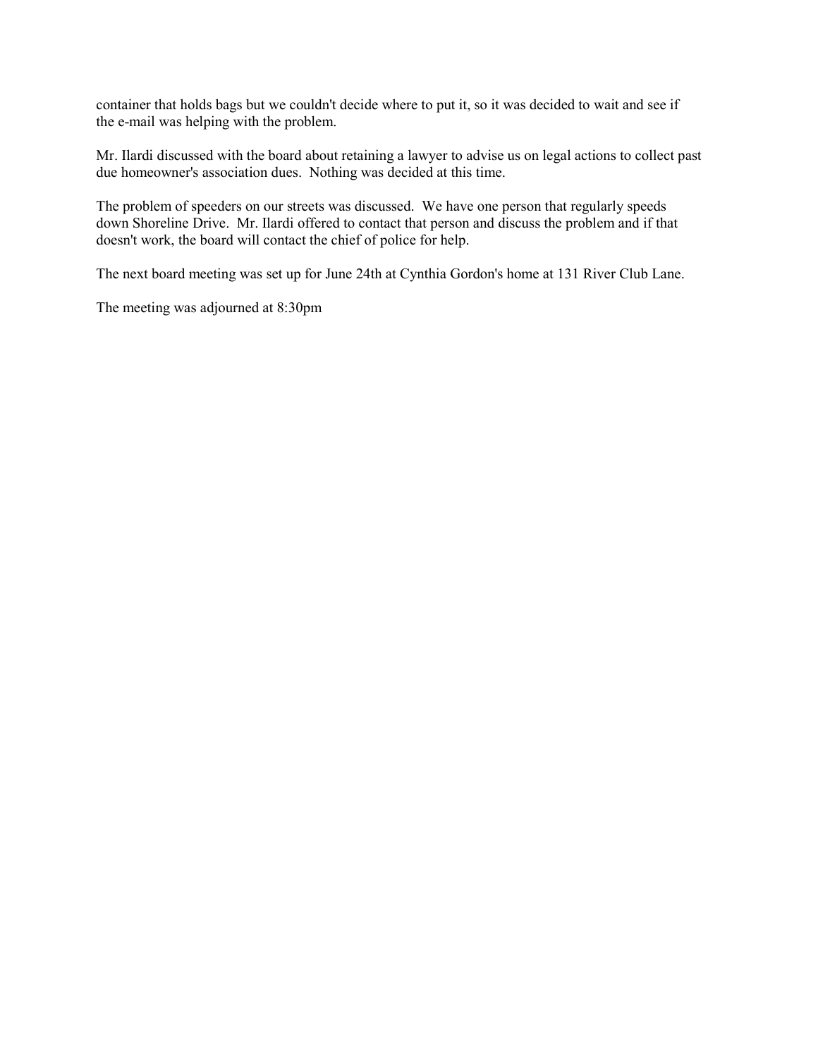container that holds bags but we couldn't decide where to put it, so it was decided to wait and see if the e-mail was helping with the problem.

Mr. Ilardi discussed with the board about retaining a lawyer to advise us on legal actions to collect past due homeowner's association dues. Nothing was decided at this time.

The problem of speeders on our streets was discussed. We have one person that regularly speeds down Shoreline Drive. Mr. Ilardi offered to contact that person and discuss the problem and if that doesn't work, the board will contact the chief of police for help.

The next board meeting was set up for June 24th at Cynthia Gordon's home at 131 River Club Lane.

The meeting was adjourned at 8:30pm